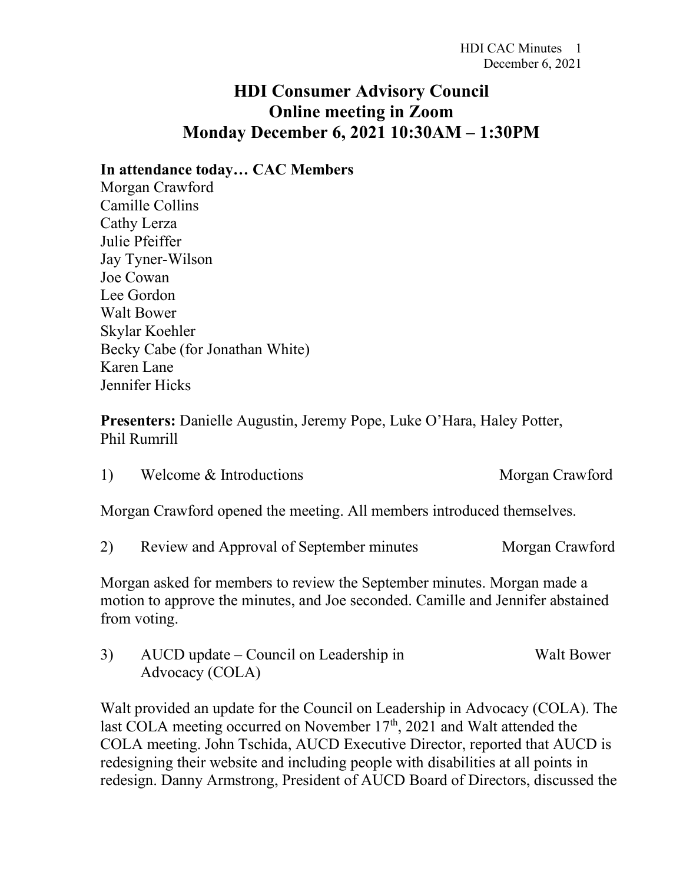# HDI Consumer Advisory Council
# Online meeting in Zoom
# Monday December 6, 2021 10:30AM – 1:30PM

**In attendance today… CAC Members**

Morgan Crawford
Camille Collins
Cathy Lerza
Julie Pfeiffer
Jay Tyner-Wilson
Joe Cowan
Lee Gordon
Walt Bower
Skylar Koehler
Becky Cabe (for Jonathan White)
Karen Lane
Jennifer Hicks

**Presenters:** Danielle Augustin, Jeremy Pope, Luke O'Hara, Haley Potter, Phil Rumrill

1) Welcome & Introductions — Morgan Crawford

Morgan Crawford opened the meeting. All members introduced themselves.

2) Review and Approval of September minutes — Morgan Crawford

Morgan asked for members to review the September minutes. Morgan made a motion to approve the minutes, and Joe seconded. Camille and Jennifer abstained from voting.

3) AUCD update – Council on Leadership in Advocacy (COLA) — Walt Bower

Walt provided an update for the Council on Leadership in Advocacy (COLA). The last COLA meeting occurred on November 17th, 2021 and Walt attended the COLA meeting. John Tschida, AUCD Executive Director, reported that AUCD is redesigning their website and including people with disabilities at all points in redesign. Danny Armstrong, President of AUCD Board of Directors, discussed the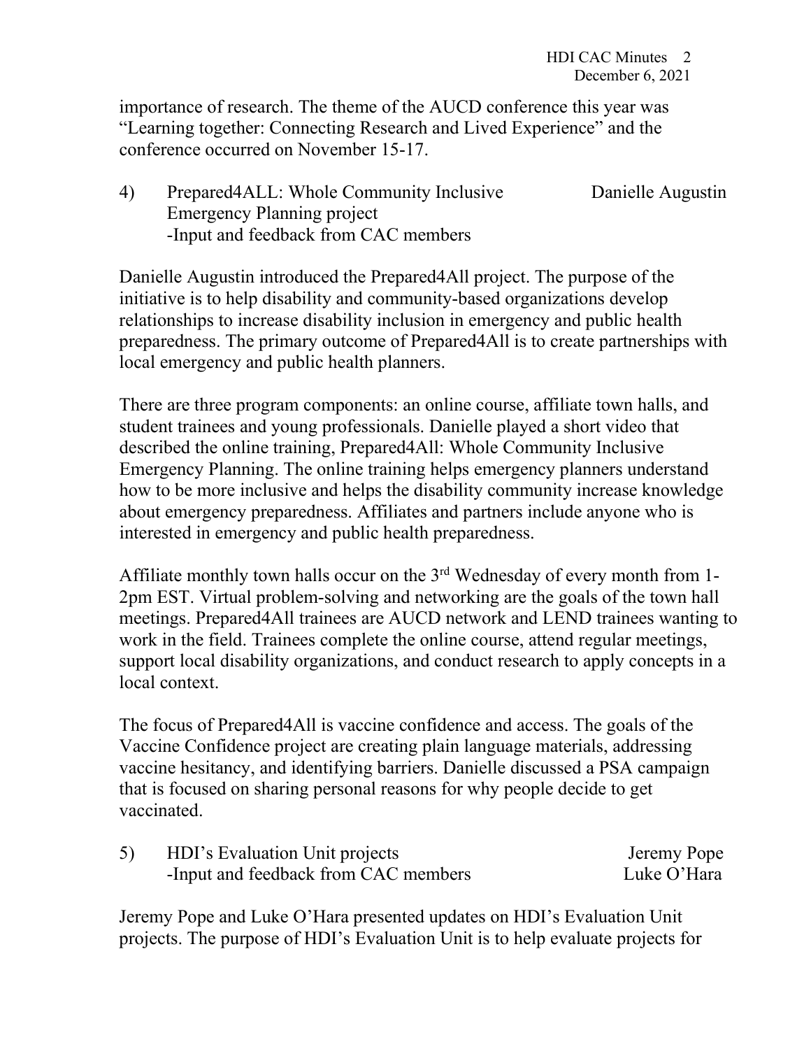importance of research. The theme of the AUCD conference this year was "Learning together: Connecting Research and Lived Experience" and the conference occurred on November 15-17.

4) Prepared4ALL: Whole Community Inclusive Emergency Planning project — Danielle Augustin
   -Input and feedback from CAC members

Danielle Augustin introduced the Prepared4All project. The purpose of the initiative is to help disability and community-based organizations develop relationships to increase disability inclusion in emergency and public health preparedness. The primary outcome of Prepared4All is to create partnerships with local emergency and public health planners.

There are three program components: an online course, affiliate town halls, and student trainees and young professionals. Danielle played a short video that described the online training, Prepared4All: Whole Community Inclusive Emergency Planning. The online training helps emergency planners understand how to be more inclusive and helps the disability community increase knowledge about emergency preparedness. Affiliates and partners include anyone who is interested in emergency and public health preparedness.

Affiliate monthly town halls occur on the 3rd Wednesday of every month from 1-2pm EST. Virtual problem-solving and networking are the goals of the town hall meetings. Prepared4All trainees are AUCD network and LEND trainees wanting to work in the field. Trainees complete the online course, attend regular meetings, support local disability organizations, and conduct research to apply concepts in a local context.

The focus of Prepared4All is vaccine confidence and access. The goals of the Vaccine Confidence project are creating plain language materials, addressing vaccine hesitancy, and identifying barriers. Danielle discussed a PSA campaign that is focused on sharing personal reasons for why people decide to get vaccinated.

5) HDI's Evaluation Unit projects — Jeremy Pope, Luke O'Hara
   -Input and feedback from CAC members

Jeremy Pope and Luke O'Hara presented updates on HDI's Evaluation Unit projects. The purpose of HDI's Evaluation Unit is to help evaluate projects for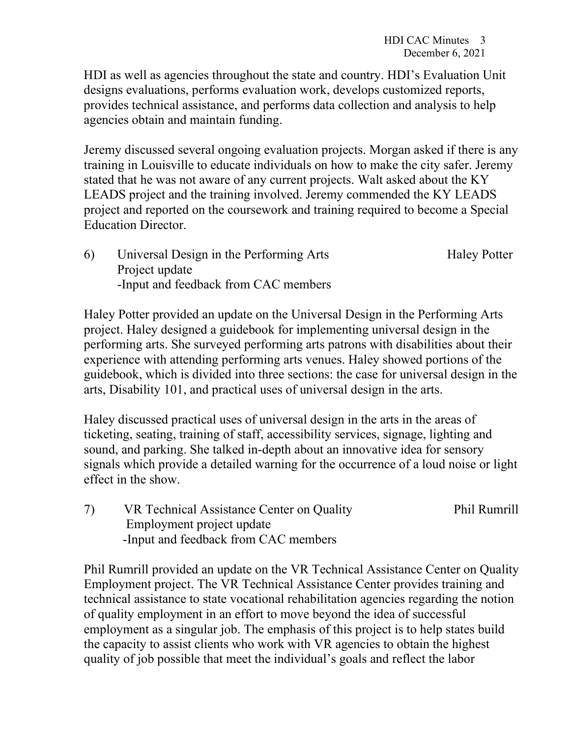HDI as well as agencies throughout the state and country. HDI's Evaluation Unit designs evaluations, performs evaluation work, develops customized reports, provides technical assistance, and performs data collection and analysis to help agencies obtain and maintain funding.

Jeremy discussed several ongoing evaluation projects. Morgan asked if there is any training in Louisville to educate individuals on how to make the city safer. Jeremy stated that he was not aware of any current projects. Walt asked about the KY LEADS project and the training involved. Jeremy commended the KY LEADS project and reported on the coursework and training required to become a Special Education Director.

6) Universal Design in the Performing Arts Project update — Haley Potter
   -Input and feedback from CAC members

Haley Potter provided an update on the Universal Design in the Performing Arts project. Haley designed a guidebook for implementing universal design in the performing arts. She surveyed performing arts patrons with disabilities about their experience with attending performing arts venues. Haley showed portions of the guidebook, which is divided into three sections: the case for universal design in the arts, Disability 101, and practical uses of universal design in the arts.

Haley discussed practical uses of universal design in the arts in the areas of ticketing, seating, training of staff, accessibility services, signage, lighting and sound, and parking. She talked in-depth about an innovative idea for sensory signals which provide a detailed warning for the occurrence of a loud noise or light effect in the show.

7) VR Technical Assistance Center on Quality Employment project update — Phil Rumrill
   -Input and feedback from CAC members

Phil Rumrill provided an update on the VR Technical Assistance Center on Quality Employment project. The VR Technical Assistance Center provides training and technical assistance to state vocational rehabilitation agencies regarding the notion of quality employment in an effort to move beyond the idea of successful employment as a singular job. The emphasis of this project is to help states build the capacity to assist clients who work with VR agencies to obtain the highest quality of job possible that meet the individual's goals and reflect the labor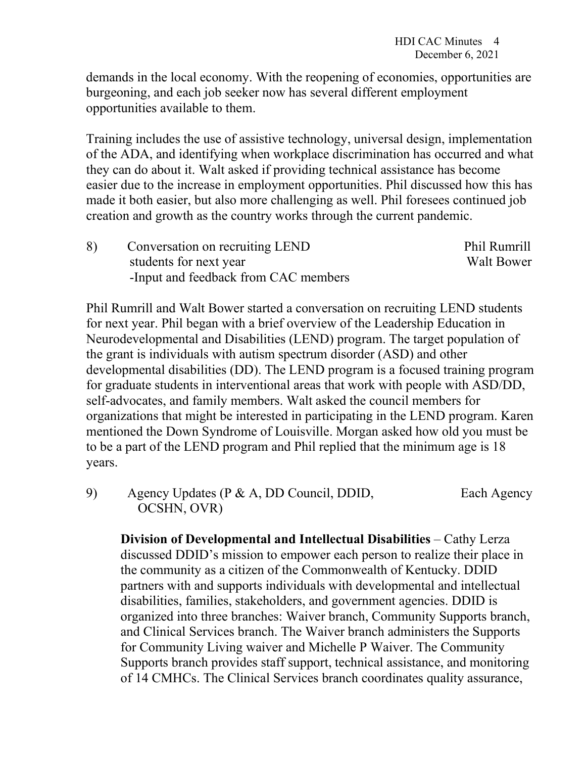demands in the local economy. With the reopening of economies, opportunities are burgeoning, and each job seeker now has several different employment opportunities available to them.

Training includes the use of assistive technology, universal design, implementation of the ADA, and identifying when workplace discrimination has occurred and what they can do about it. Walt asked if providing technical assistance has become easier due to the increase in employment opportunities. Phil discussed how this has made it both easier, but also more challenging as well. Phil foresees continued job creation and growth as the country works through the current pandemic.

8) Conversation on recruiting LEND students for next year — Phil Rumrill, Walt Bower
   -Input and feedback from CAC members

Phil Rumrill and Walt Bower started a conversation on recruiting LEND students for next year. Phil began with a brief overview of the Leadership Education in Neurodevelopmental and Disabilities (LEND) program. The target population of the grant is individuals with autism spectrum disorder (ASD) and other developmental disabilities (DD). The LEND program is a focused training program for graduate students in interventional areas that work with people with ASD/DD, self-advocates, and family members. Walt asked the council members for organizations that might be interested in participating in the LEND program. Karen mentioned the Down Syndrome of Louisville. Morgan asked how old you must be to be a part of the LEND program and Phil replied that the minimum age is 18 years.

9) Agency Updates (P & A, DD Council, DDID, OCSHN, OVR) — Each Agency

**Division of Developmental and Intellectual Disabilities** – Cathy Lerza discussed DDID's mission to empower each person to realize their place in the community as a citizen of the Commonwealth of Kentucky. DDID partners with and supports individuals with developmental and intellectual disabilities, families, stakeholders, and government agencies. DDID is organized into three branches: Waiver branch, Community Supports branch, and Clinical Services branch. The Waiver branch administers the Supports for Community Living waiver and Michelle P Waiver. The Community Supports branch provides staff support, technical assistance, and monitoring of 14 CMHCs. The Clinical Services branch coordinates quality assurance,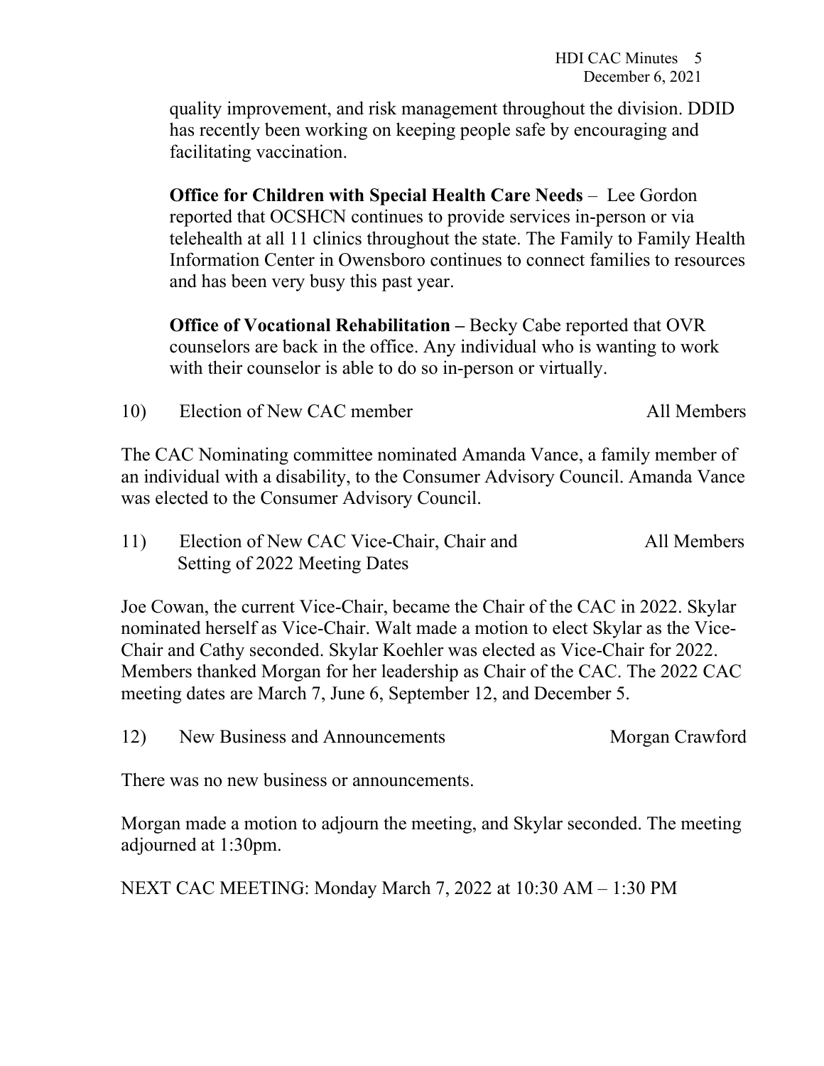quality improvement, and risk management throughout the division. DDID has recently been working on keeping people safe by encouraging and facilitating vaccination.

**Office for Children with Special Health Care Needs** – Lee Gordon reported that OCSHCN continues to provide services in-person or via telehealth at all 11 clinics throughout the state. The Family to Family Health Information Center in Owensboro continues to connect families to resources and has been very busy this past year.

**Office of Vocational Rehabilitation –** Becky Cabe reported that OVR counselors are back in the office. Any individual who is wanting to work with their counselor is able to do so in-person or virtually.

10) Election of New CAC member — All Members

The CAC Nominating committee nominated Amanda Vance, a family member of an individual with a disability, to the Consumer Advisory Council. Amanda Vance was elected to the Consumer Advisory Council.

11) Election of New CAC Vice-Chair, Chair and Setting of 2022 Meeting Dates — All Members

Joe Cowan, the current Vice-Chair, became the Chair of the CAC in 2022. Skylar nominated herself as Vice-Chair. Walt made a motion to elect Skylar as the Vice-Chair and Cathy seconded. Skylar Koehler was elected as Vice-Chair for 2022. Members thanked Morgan for her leadership as Chair of the CAC. The 2022 CAC meeting dates are March 7, June 6, September 12, and December 5.

12) New Business and Announcements — Morgan Crawford

There was no new business or announcements.

Morgan made a motion to adjourn the meeting, and Skylar seconded. The meeting adjourned at 1:30pm.

NEXT CAC MEETING: Monday March 7, 2022 at 10:30 AM – 1:30 PM